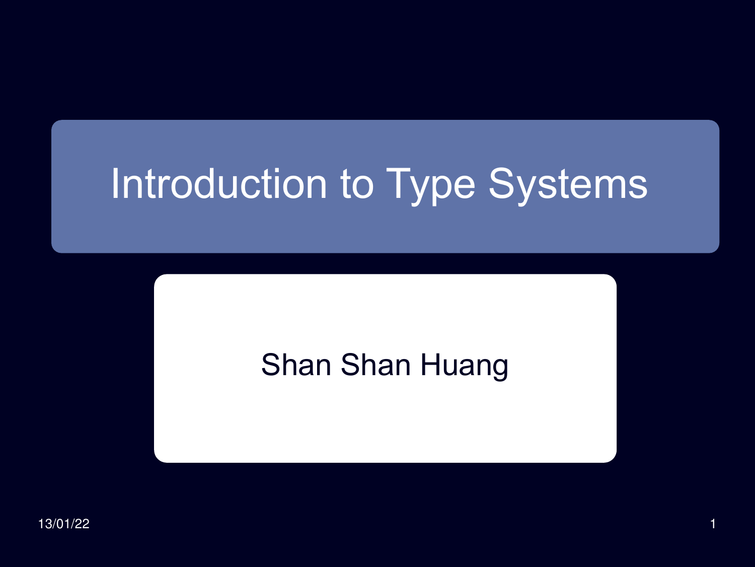# Introduction to Type Systems

Shan Shan Huang

13/01/22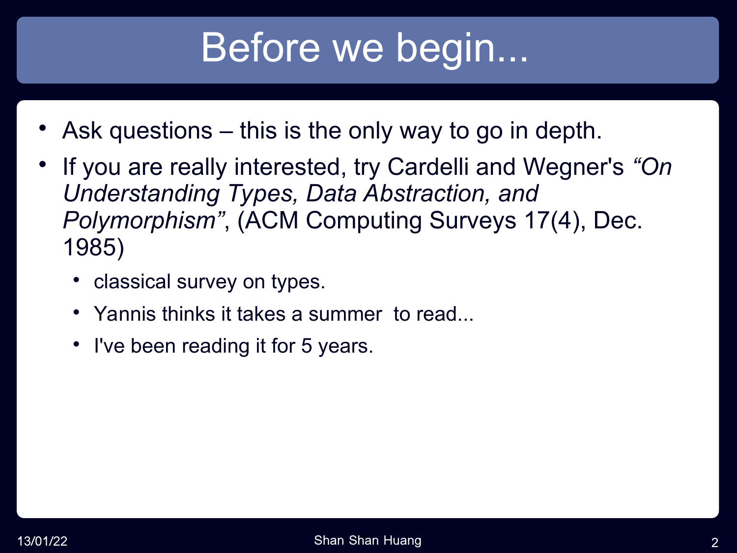# Before we begin...

- Ask questions – this is the only way to go in depth.
- If you are really interested, try Cardelli and Wegner's *"On Understanding Types, Data Abstraction, and Polymorphism"*, (ACM Computing Surveys 17(4), Dec. 1985)
  - classical survey on types.
  - Yannis thinks it takes a summer to read...
  - I've been reading it for 5 years.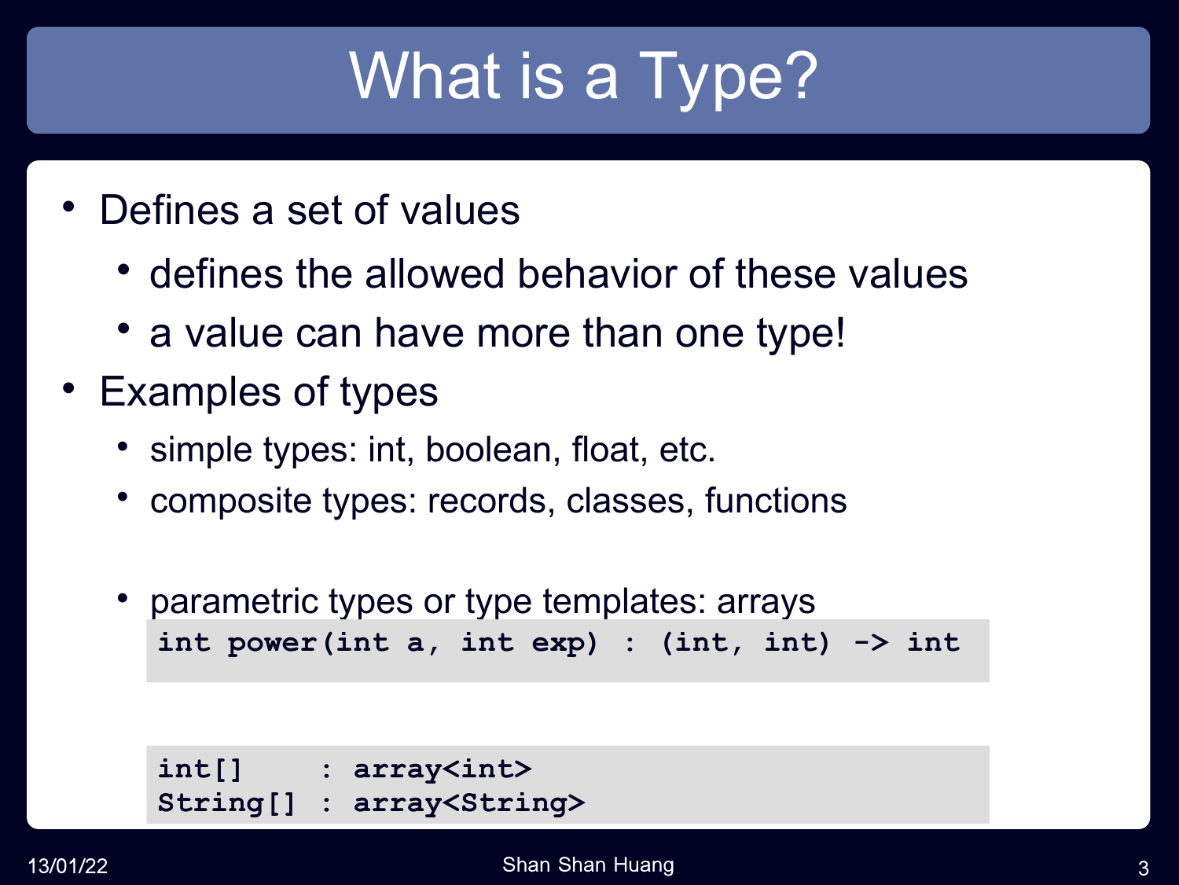# What is a Type?

- Defines a set of values
  - defines the allowed behavior of these values
  - a value can have more than one type!
- Examples of types
  - simple types: int, boolean, float, etc.
  - composite types: records, classes, functions

```
int power(int a, int exp) : (int, int) -> int
```

  - parametric types or type templates: arrays

```
int[]    : array<int>
String[] : array<String>
```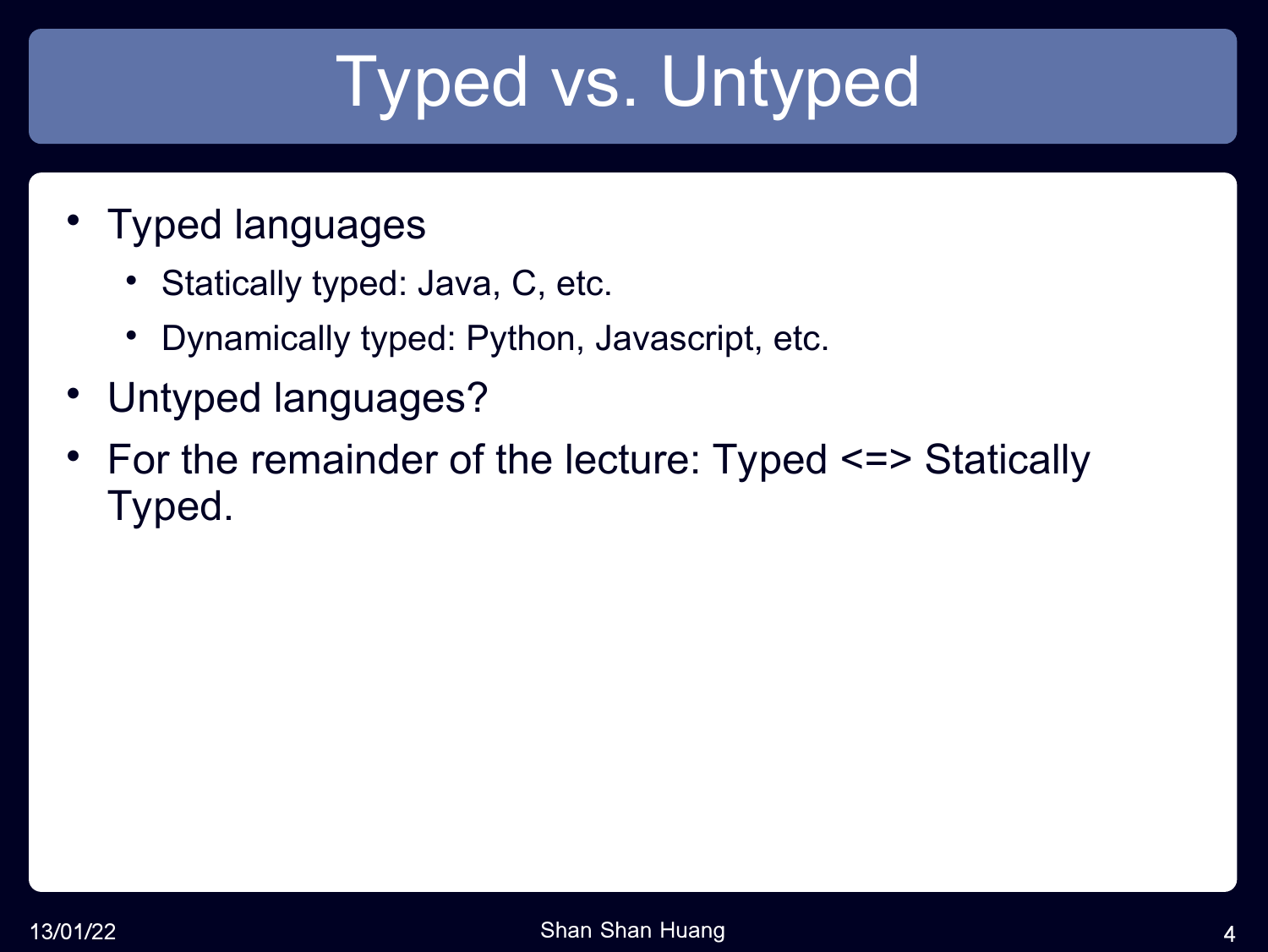# Typed vs. Untyped

- Typed languages
  - Statically typed: Java, C, etc.
  - Dynamically typed: Python, Javascript, etc.
- Untyped languages?
- For the remainder of the lecture: Typed <=> Statically Typed.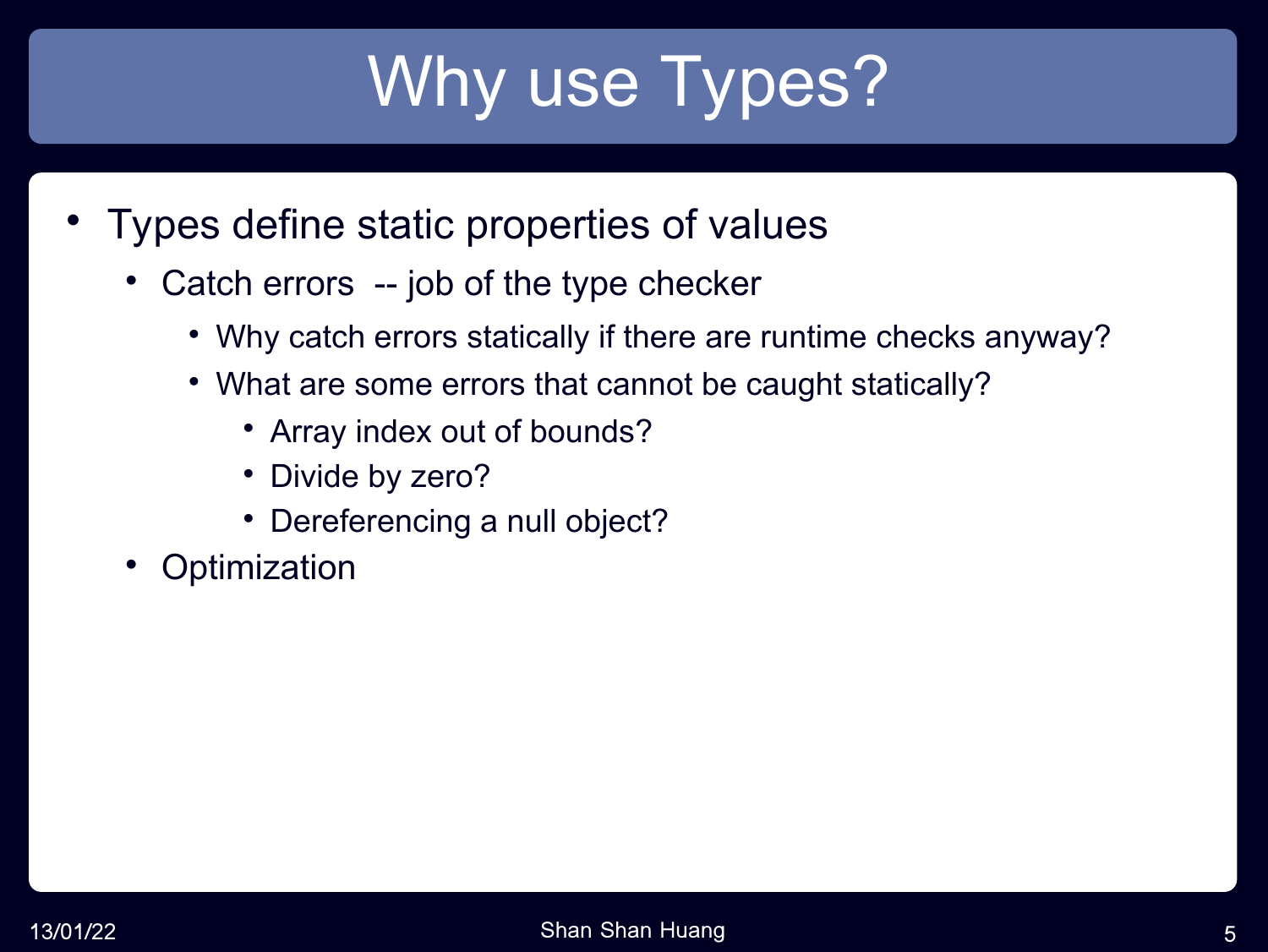# Why use Types?

- Types define static properties of values
  - Catch errors -- job of the type checker
    - Why catch errors statically if there are runtime checks anyway?
    - What are some errors that cannot be caught statically?
      - Array index out of bounds?
      - Divide by zero?
      - Dereferencing a null object?
  - Optimization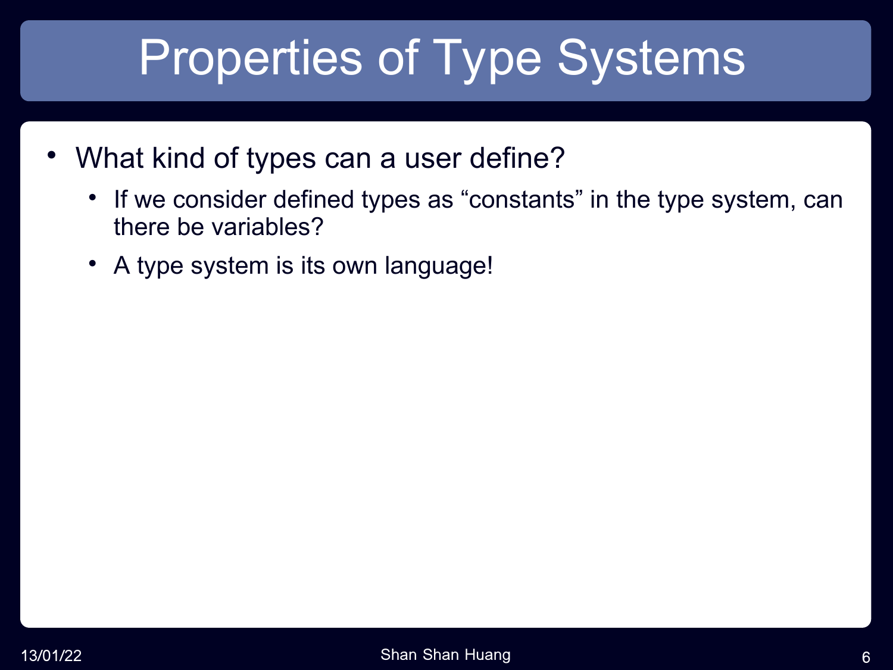# Properties of Type Systems

- What kind of types can a user define?
  - If we consider defined types as “constants” in the type system, can there be variables?
  - A type system is its own language!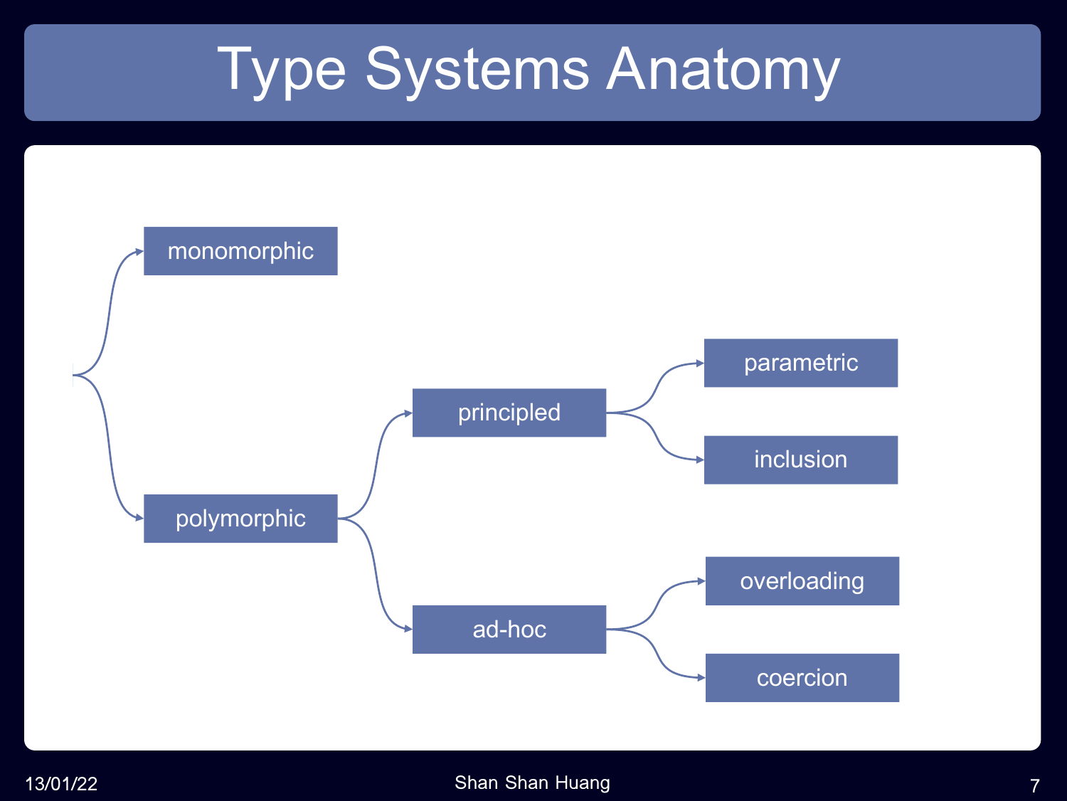# Type Systems Anatomy

- monomorphic
- polymorphic
  - principled
    - parametric
    - inclusion
  - ad-hoc
    - overloading
    - coercion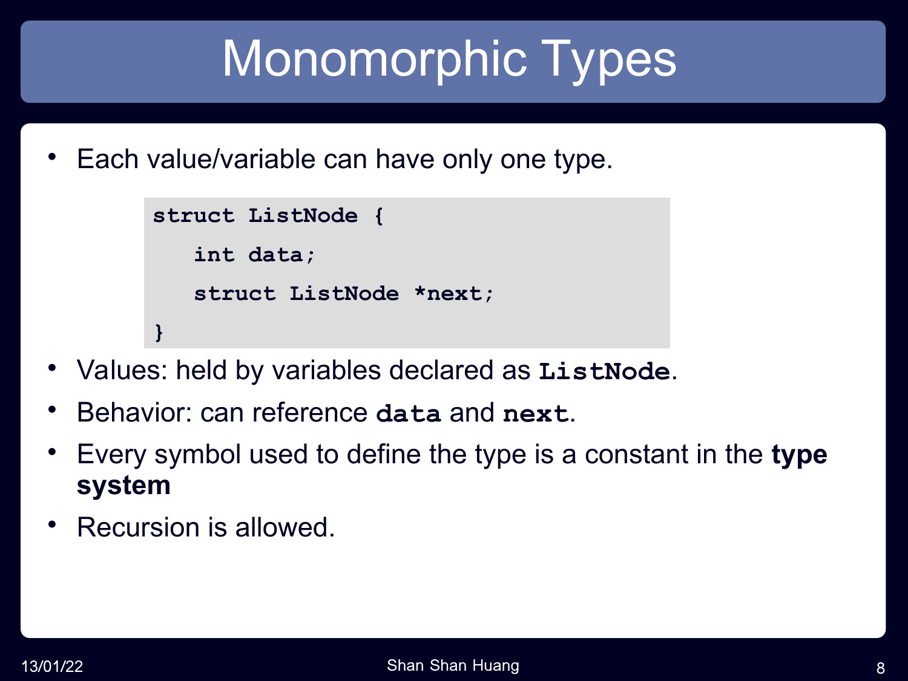# Monomorphic Types

- Each value/variable can have only one type.

```
struct ListNode {
   int data;
   struct ListNode *next;
}
```

- Values: held by variables declared as **`ListNode`**.
- Behavior: can reference **`data`** and **`next`**.
- Every symbol used to define the type is a constant in the **type system**
- Recursion is allowed.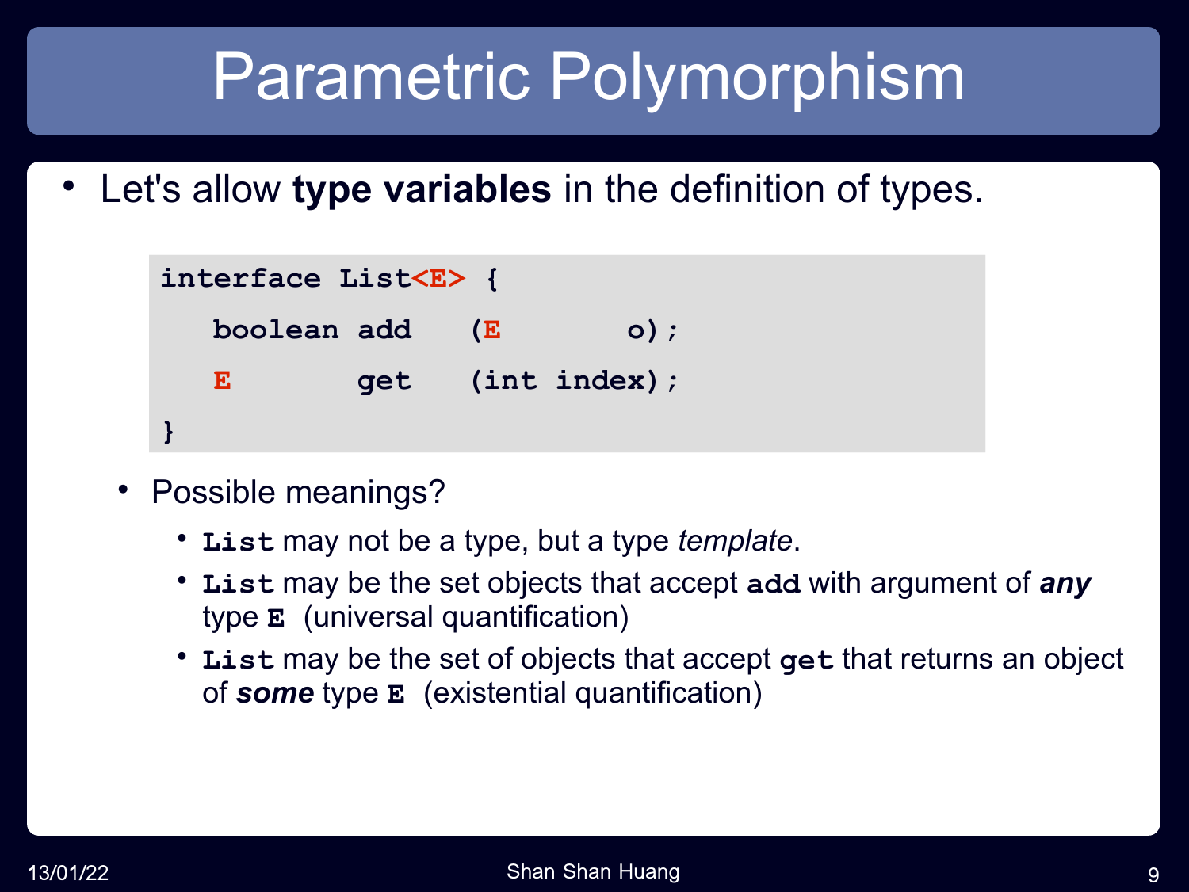# Parametric Polymorphism

- Let's allow **type variables** in the definition of types.

```
interface List<E> {
   boolean add   (E       o);
   E       get   (int index);
}
```

  - Possible meanings?
    - `List` may not be a type, but a type *template*.
    - `List` may be the set objects that accept `add` with argument of ***any*** type `E` (universal quantification)
    - `List` may be the set of objects that accept `get` that returns an object of ***some*** type `E` (existential quantification)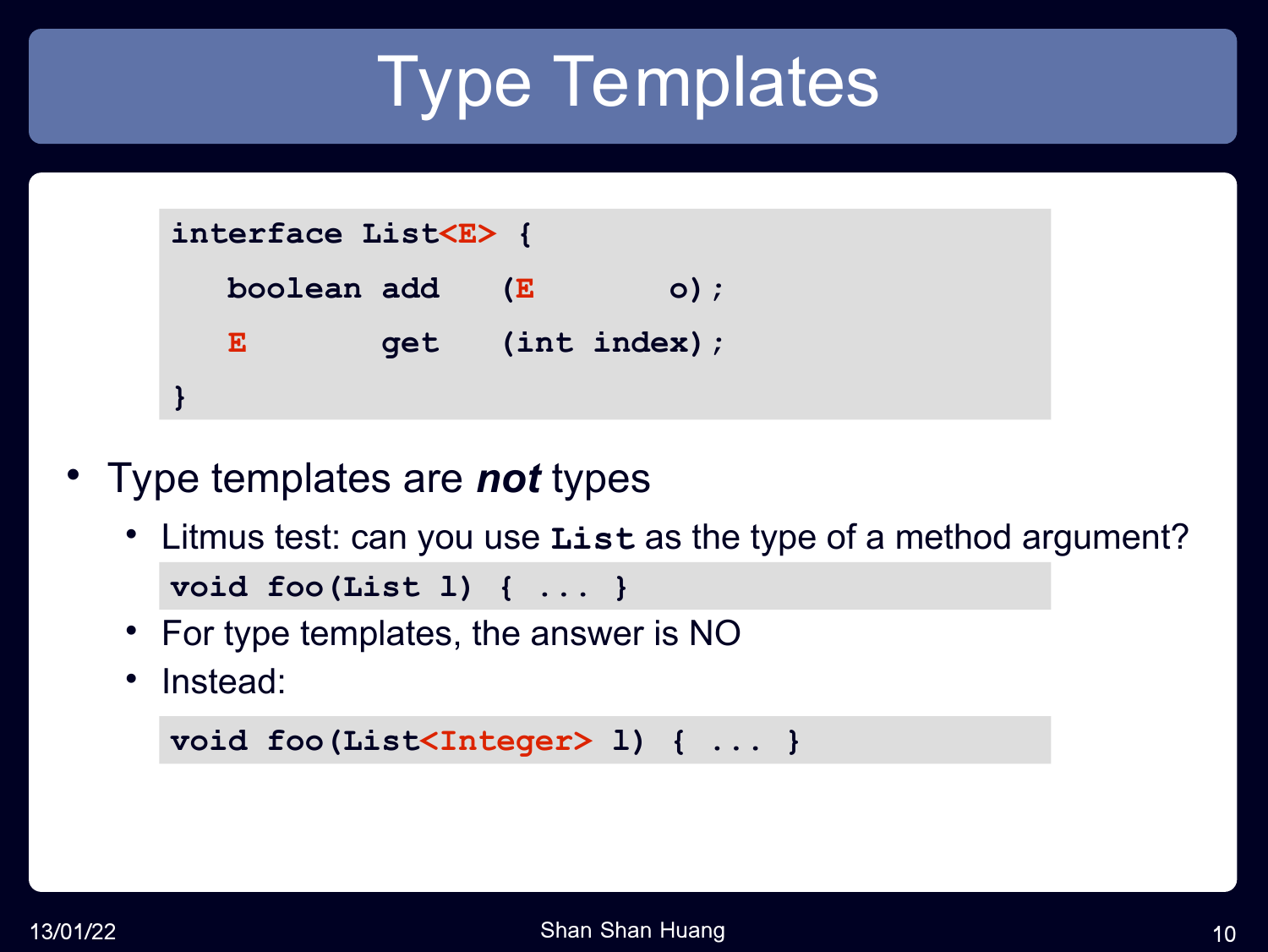# Type Templates

```
interface List<E> {
   boolean add   (E       o);
   E       get   (int index);
}
```

- Type templates are ***not*** types
  - Litmus test: can you use `List` as the type of a method argument?

    ```
    void foo(List l) { ... }
    ```

  - For type templates, the answer is NO
  - Instead:

    ```
    void foo(List<Integer> l) { ... }
    ```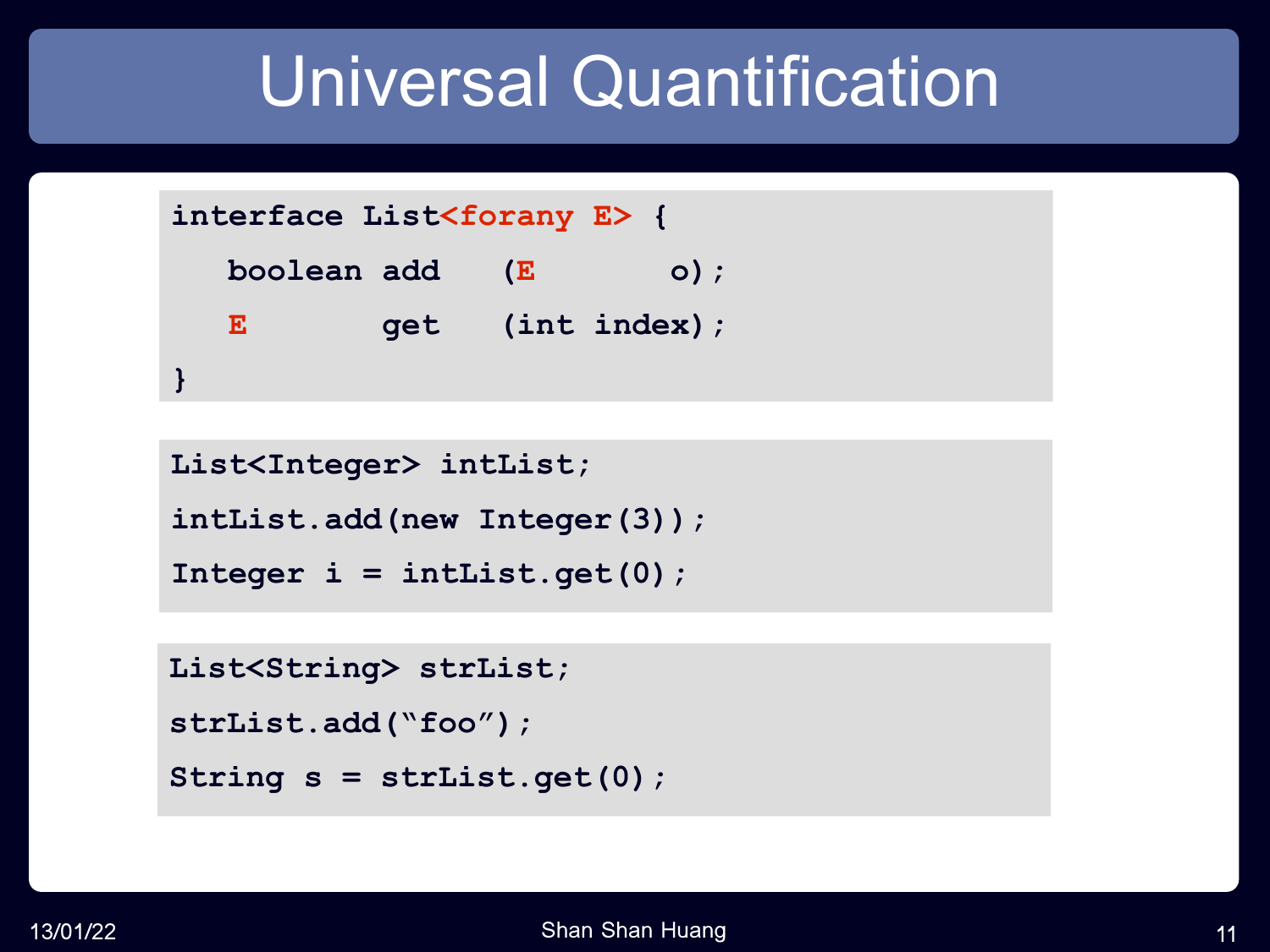# Universal Quantification

```
interface List<forany E> {
   boolean add   (E       o);
   E       get   (int index);
}
```

```
List<Integer> intList;
intList.add(new Integer(3));
Integer i = intList.get(0);
```

```
List<String> strList;
strList.add("foo");
String s = strList.get(0);
```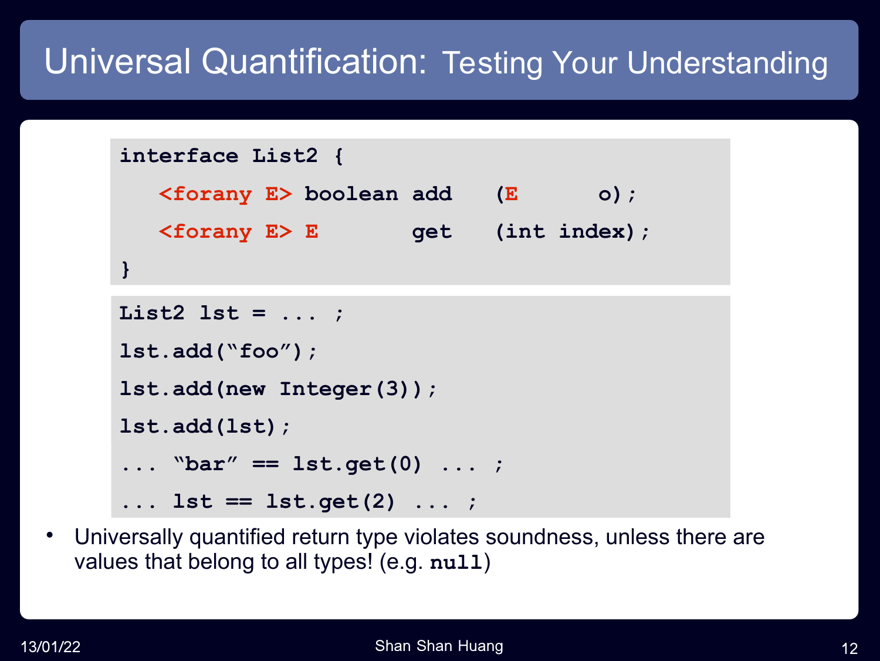# Universal Quantification: Testing Your Understanding

```
interface List2 {
   <forany E> boolean add    (E       o);
   <forany E> E       get    (int index);
}
```

```
List2 lst = ... ;
lst.add("foo");
lst.add(new Integer(3));
lst.add(lst);
... "bar" == lst.get(0) ... ;
... lst == lst.get(2) ... ;
```

- Universally quantified return type violates soundness, unless there are values that belong to all types! (e.g. `null`)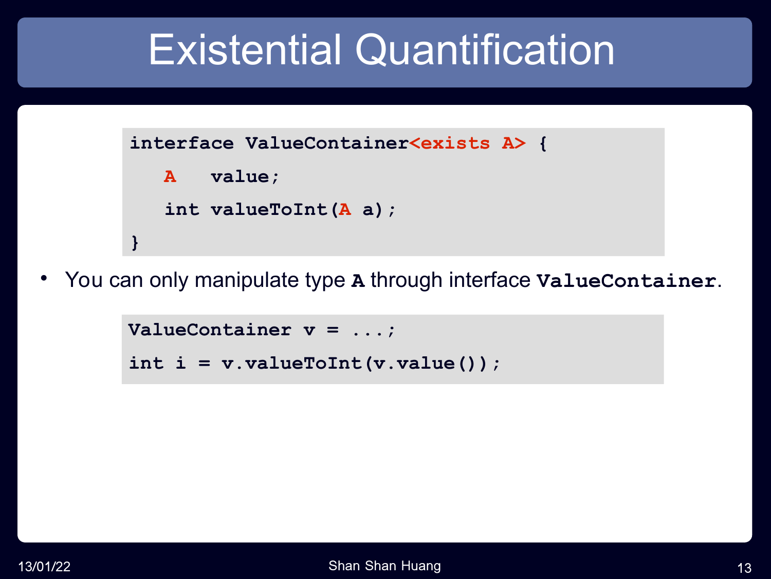# Existential Quantification

```
interface ValueContainer<exists A> {
   A   value;
   int valueToInt(A a);
}
```

- You can only manipulate type **A** through interface **ValueContainer**.

```
ValueContainer v = ...;
int i = v.valueToInt(v.value());
```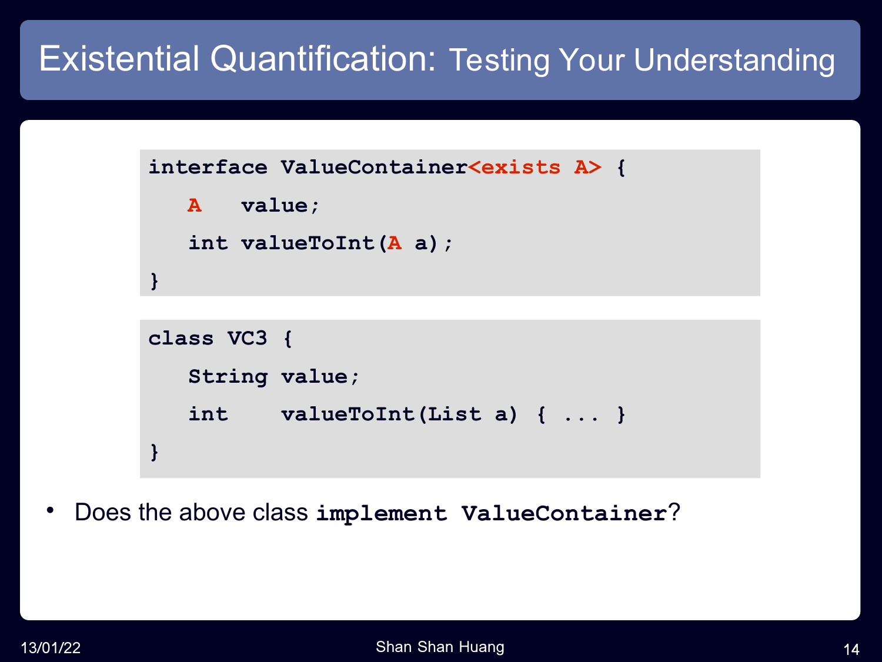# Existential Quantification: Testing Your Understanding

```
interface ValueContainer<exists A> {
   A   value;
   int valueToInt(A a);
}
```

```
class VC3 {
   String value;
   int    valueToInt(List a) { ... }
}
```

- Does the above class **implement ValueContainer**?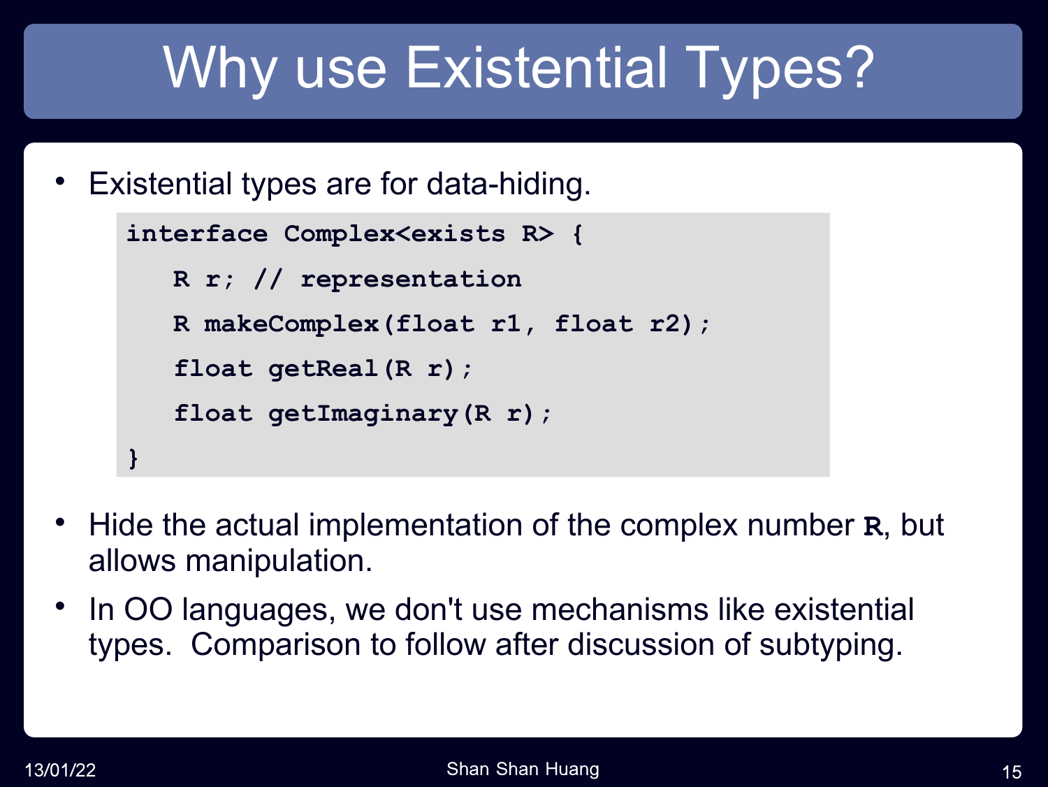# Why use Existential Types?

- Existential types are for data-hiding.

```
interface Complex<exists R> {
   R r; // representation
   R makeComplex(float r1, float r2);
   float getReal(R r);
   float getImaginary(R r);
}
```

- Hide the actual implementation of the complex number **R**, but allows manipulation.
- In OO languages, we don't use mechanisms like existential types.  Comparison to follow after discussion of subtyping.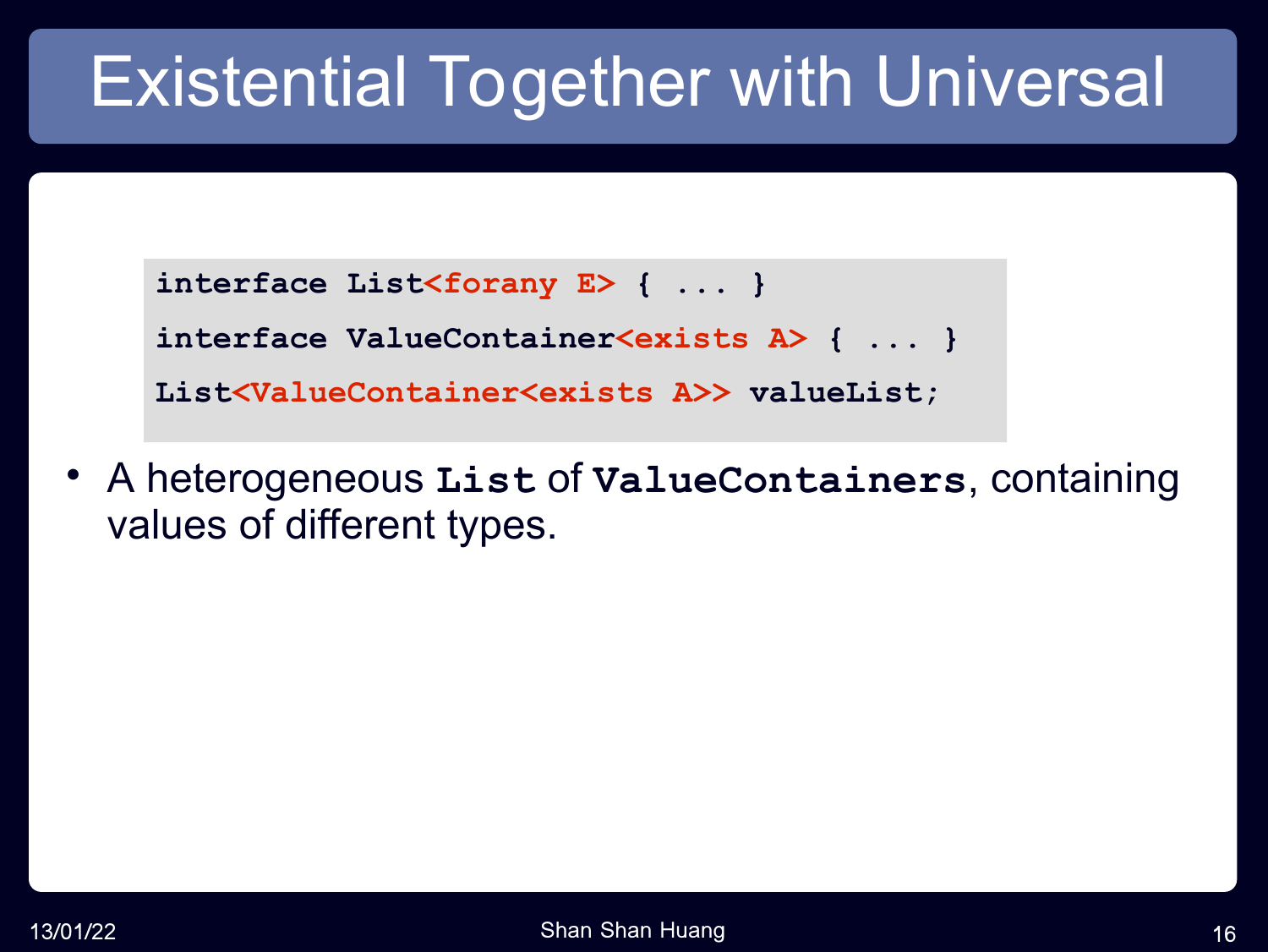# Existential Together with Universal

```
interface List<forany E> { ... }
interface ValueContainer<exists A> { ... }
List<ValueContainer<exists A>> valueList;
```

- A heterogeneous `List` of `ValueContainers`, containing values of different types.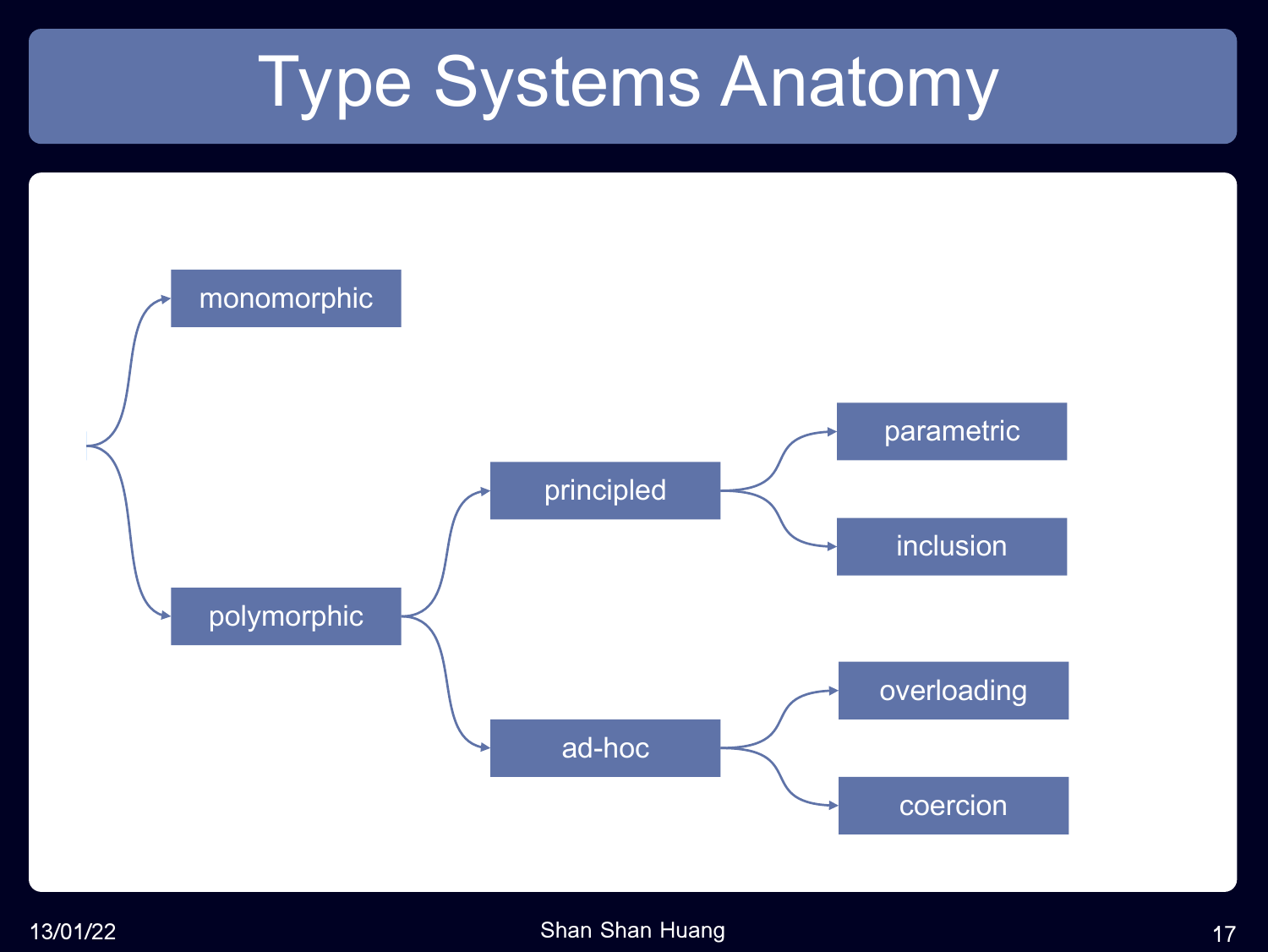# Type Systems Anatomy

- monomorphic
- polymorphic
  - principled
    - parametric
    - inclusion
  - ad-hoc
    - overloading
    - coercion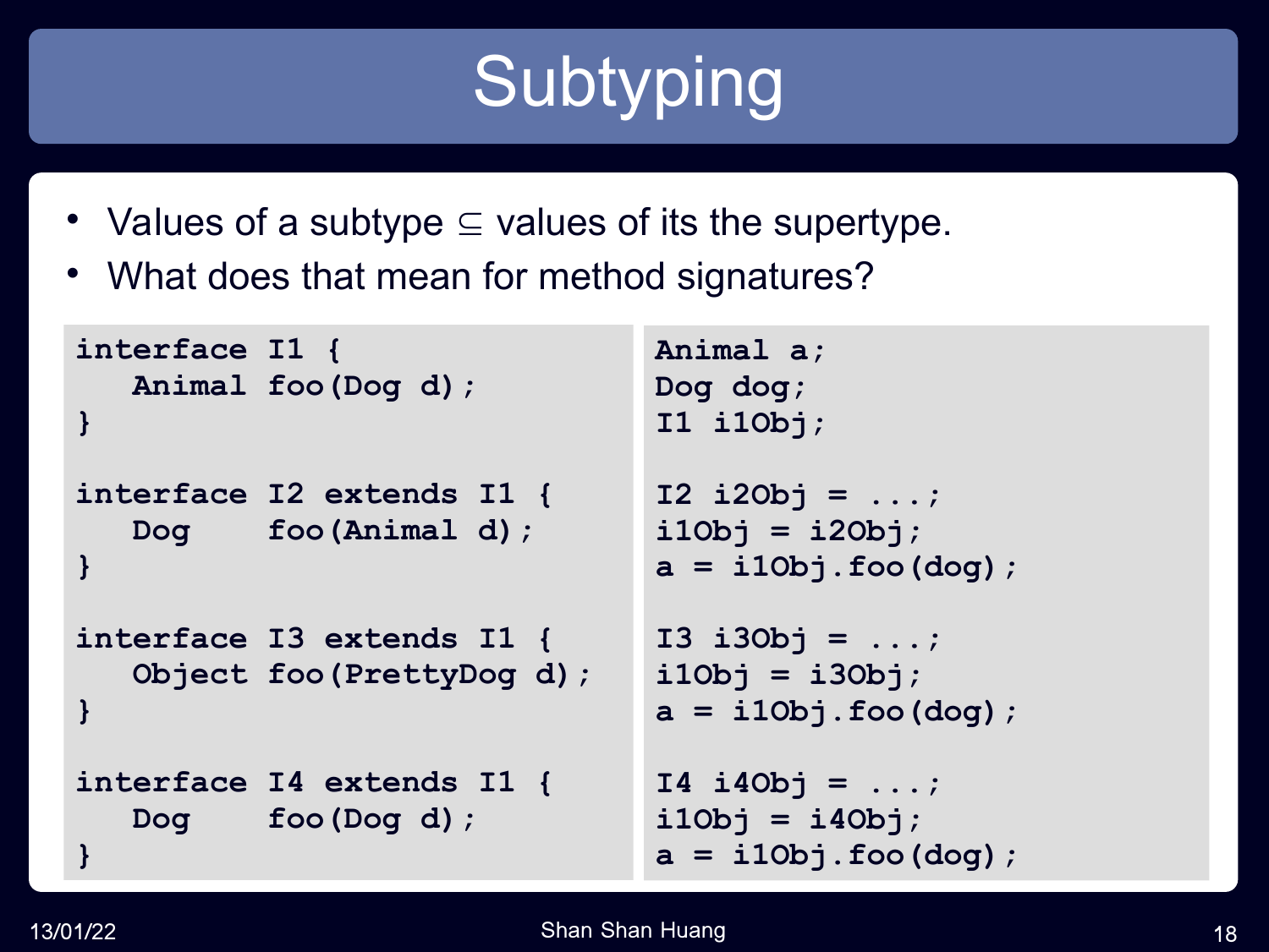# Subtyping

- Values of a subtype ⊆ values of its the supertype.
- What does that mean for method signatures?

```
interface I1 {
   Animal foo(Dog d);
}

interface I2 extends I1 {
   Dog    foo(Animal d);
}

interface I3 extends I1 {
   Object foo(PrettyDog d);
}

interface I4 extends I1 {
   Dog    foo(Dog d);
}
```

```
Animal a;
Dog dog;
I1 i1Obj;

I2 i2Obj = ...;
i1Obj = i2Obj;
a = i1Obj.foo(dog);

I3 i3Obj = ...;
i1Obj = i3Obj;
a = i1Obj.foo(dog);

I4 i4Obj = ...;
i1Obj = i4Obj;
a = i1Obj.foo(dog);
```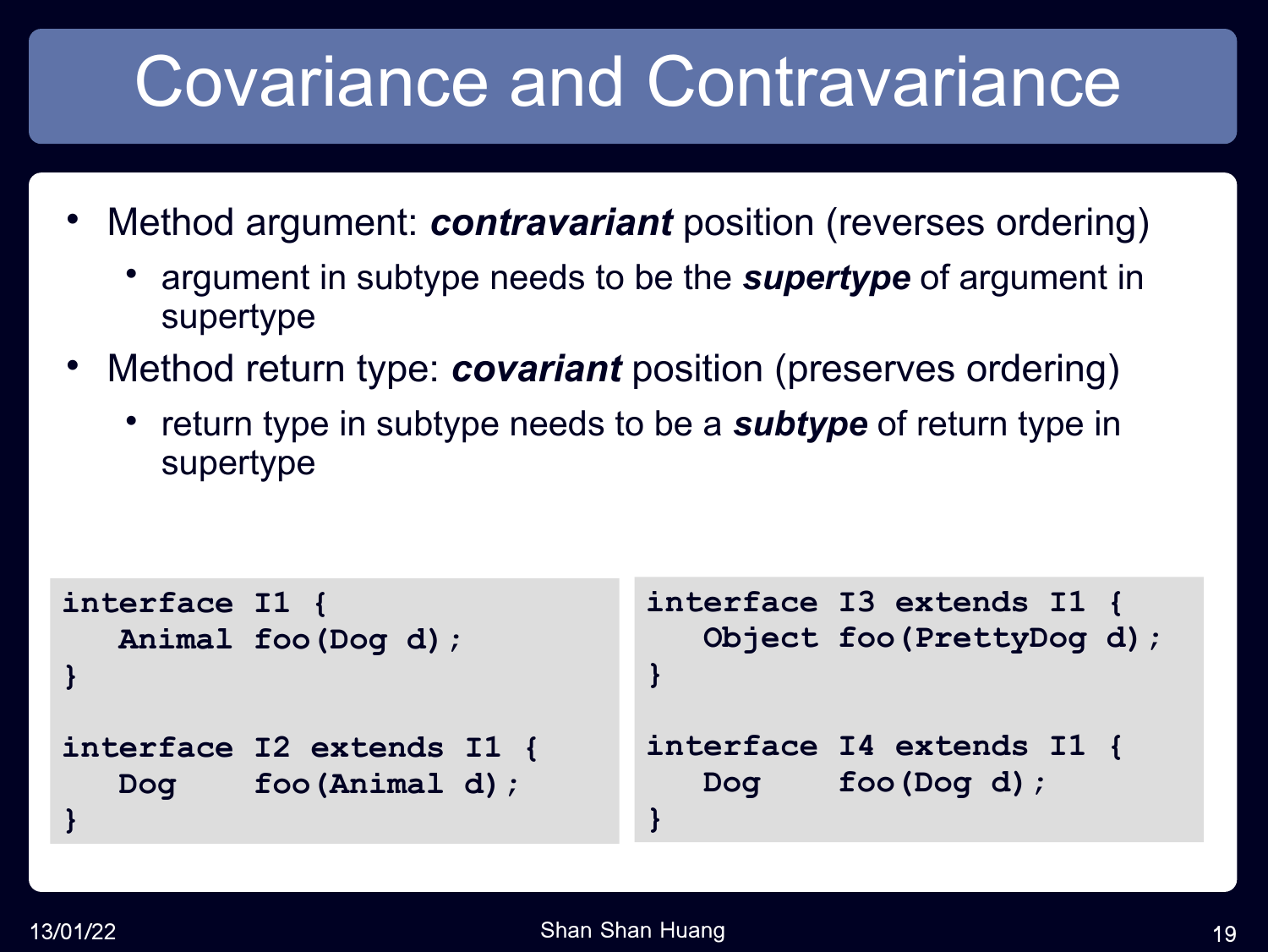# Covariance and Contravariance

- Method argument: ***contravariant*** position (reverses ordering)
  - argument in subtype needs to be the ***supertype*** of argument in supertype
- Method return type: ***covariant*** position (preserves ordering)
  - return type in subtype needs to be a ***subtype*** of return type in supertype

```
interface I1 {
   Animal foo(Dog d);
}

interface I2 extends I1 {
   Dog    foo(Animal d);
}
```

```
interface I3 extends I1 {
   Object foo(PrettyDog d);
}

interface I4 extends I1 {
   Dog    foo(Dog d);
}
```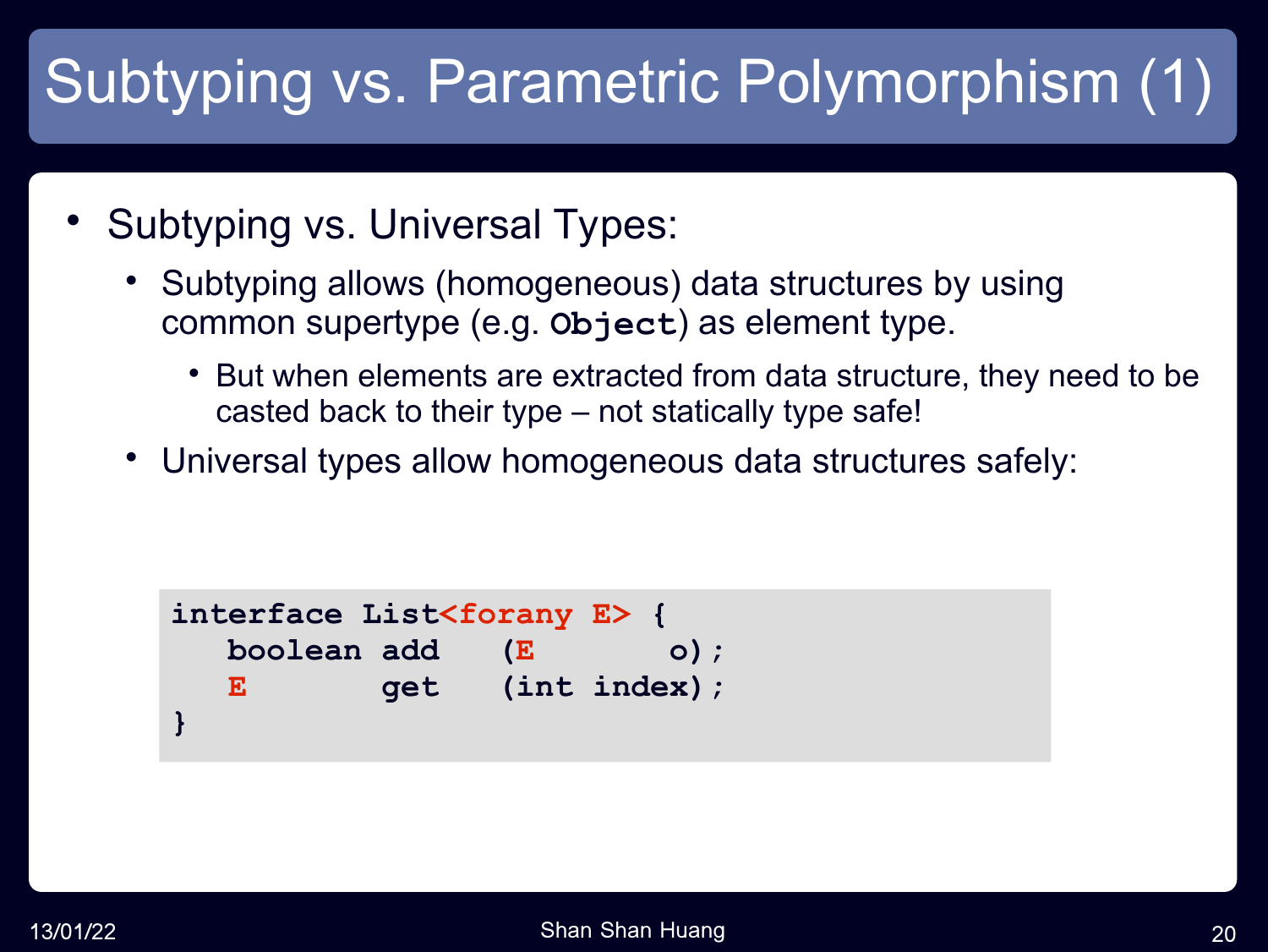# Subtyping vs. Parametric Polymorphism (1)

- Subtyping vs. Universal Types:
  - Subtyping allows (homogeneous) data structures by using common supertype (e.g. **Object**) as element type.
    - But when elements are extracted from data structure, they need to be casted back to their type – not statically type safe!
  - Universal types allow homogeneous data structures safely:

```
interface List<forany E> {
   boolean add   (E       o);
   E       get   (int index);
}
```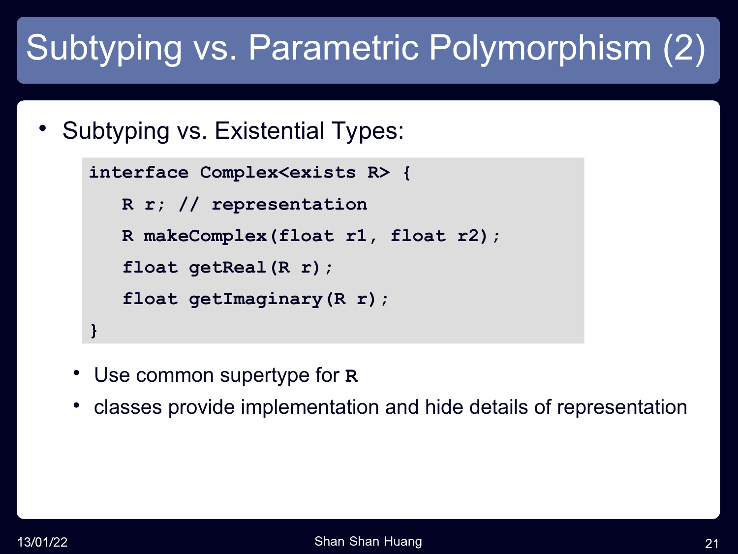# Subtyping vs. Parametric Polymorphism (2)

- Subtyping vs. Existential Types:

```
interface Complex<exists R> {
   R r; // representation
   R makeComplex(float r1, float r2);
   float getReal(R r);
   float getImaginary(R r);
}
```

  - Use common supertype for **R**
  - classes provide implementation and hide details of representation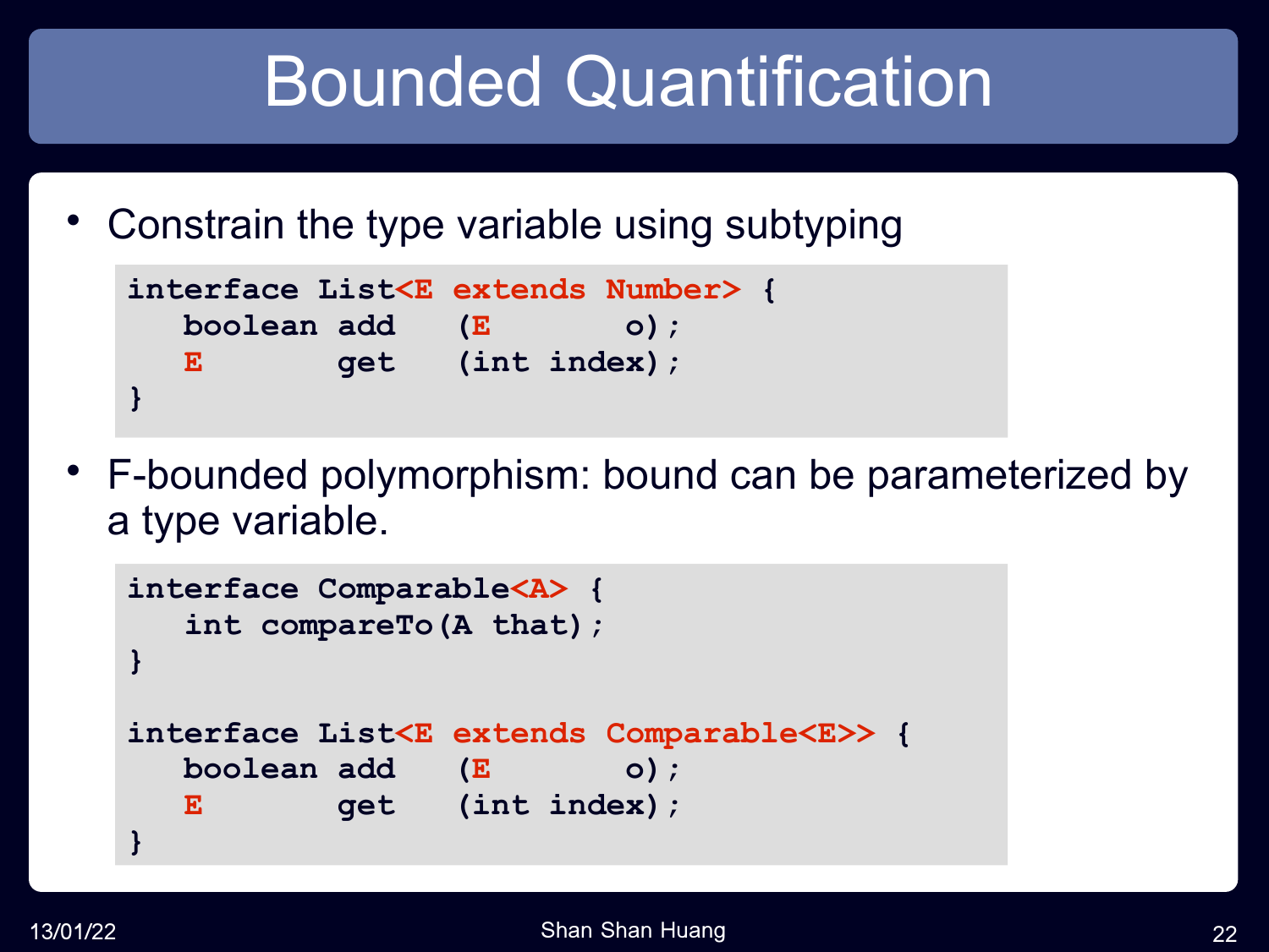# Bounded Quantification

- Constrain the type variable using subtyping

```
interface List<E extends Number> {
   boolean add   (E       o);
   E       get   (int index);
}
```

- F-bounded polymorphism: bound can be parameterized by a type variable.

```
interface Comparable<A> {
   int compareTo(A that);
}

interface List<E extends Comparable<E>> {
   boolean add   (E       o);
   E       get   (int index);
}
```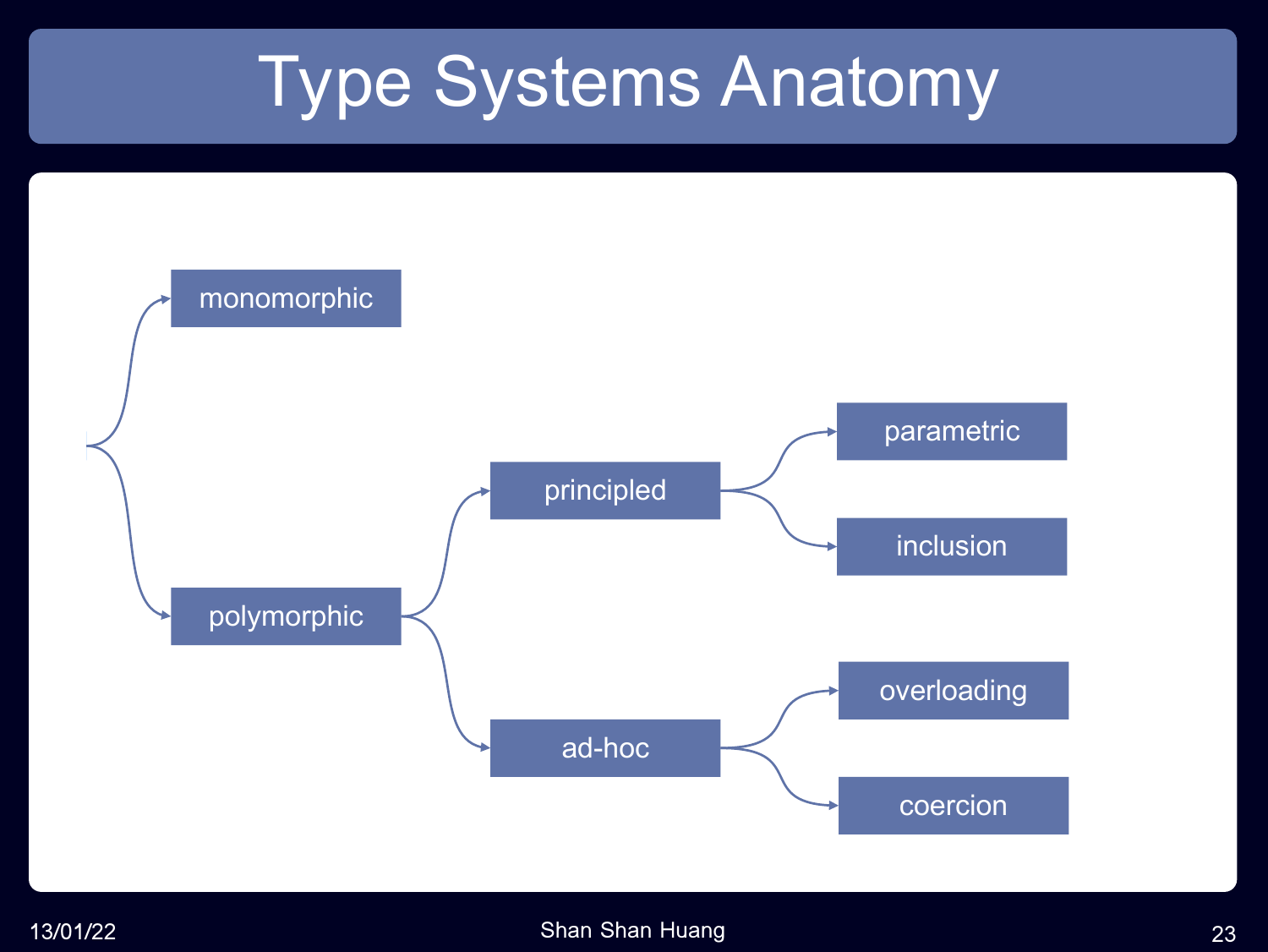# Type Systems Anatomy

- monomorphic
- polymorphic
  - principled
    - parametric
    - inclusion
  - ad-hoc
    - overloading
    - coercion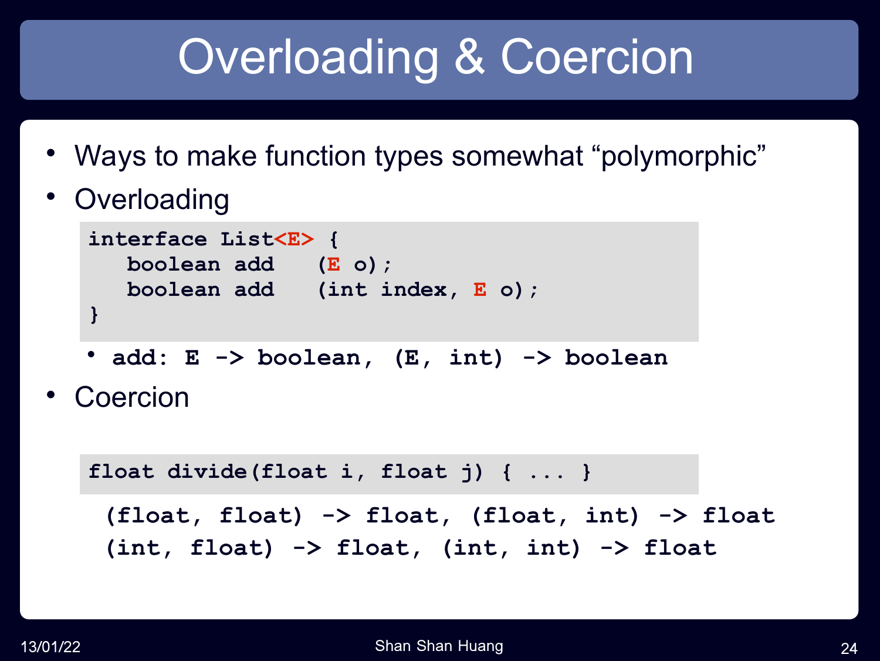# Overloading & Coercion

- Ways to make function types somewhat "polymorphic"
- Overloading

```
interface List<E> {
   boolean add   (E o);
   boolean add   (int index, E o);
}
```

  - `add: E -> boolean, (E, int) -> boolean`

- Coercion

```
float divide(float i, float j) { ... }
```

`(float, float) -> float, (float, int) -> float`
`(int, float) -> float, (int, int) -> float`